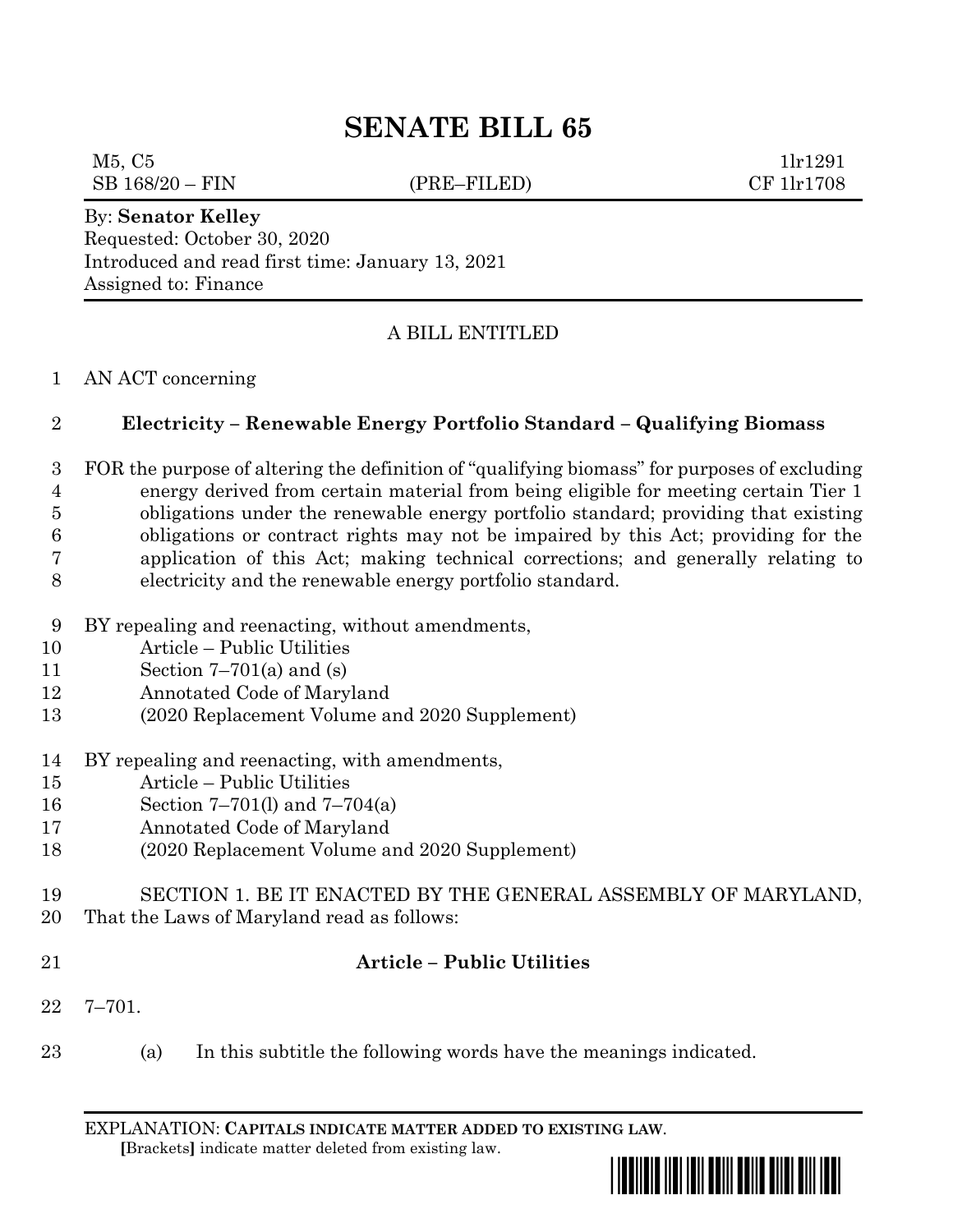# SENATE BILL 65

M5, C5 1lr1291
SB 168/20 – FIN (PRE–FILED) CF 1lr1708

By: **Senator Kelley**
Requested: October 30, 2020
Introduced and read first time: January 13, 2021
Assigned to: Finance

A BILL ENTITLED

1 AN ACT concerning

2 **Electricity – Renewable Energy Portfolio Standard – Qualifying Biomass**

3 FOR the purpose of altering the definition of "qualifying biomass" for purposes of excluding
4 energy derived from certain material from being eligible for meeting certain Tier 1
5 obligations under the renewable energy portfolio standard; providing that existing
6 obligations or contract rights may not be impaired by this Act; providing for the
7 application of this Act; making technical corrections; and generally relating to
8 electricity and the renewable energy portfolio standard.

9 BY repealing and reenacting, without amendments,
10 Article – Public Utilities
11 Section 7–701(a) and (s)
12 Annotated Code of Maryland
13 (2020 Replacement Volume and 2020 Supplement)

14 BY repealing and reenacting, with amendments,
15 Article – Public Utilities
16 Section 7–701(l) and 7–704(a)
17 Annotated Code of Maryland
18 (2020 Replacement Volume and 2020 Supplement)

19 SECTION 1. BE IT ENACTED BY THE GENERAL ASSEMBLY OF MARYLAND,
20 That the Laws of Maryland read as follows:

21 **Article – Public Utilities**

22 7–701.

23 (a) In this subtitle the following words have the meanings indicated.

EXPLANATION: **CAPITALS INDICATE MATTER ADDED TO EXISTING LAW**.
**[**Brackets**]** indicate matter deleted from existing law.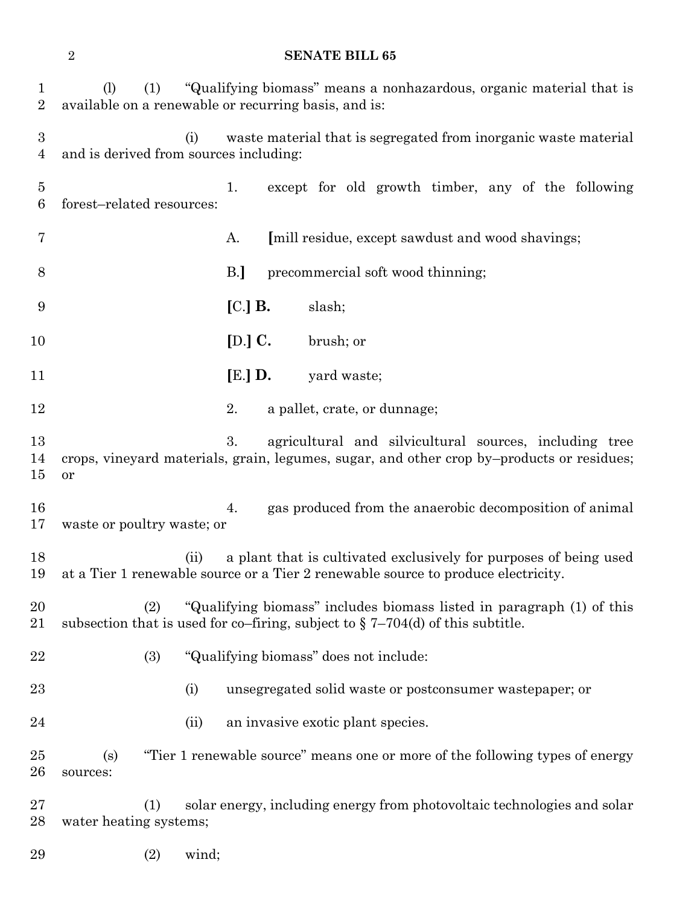(l) (1) "Qualifying biomass" means a nonhazardous, organic material that is available on a renewable or recurring basis, and is:

(i) waste material that is segregated from inorganic waste material and is derived from sources including:

1. except for old growth timber, any of the following forest–related resources:

A. **[**mill residue, except sawdust and wood shavings;

B.**]** precommercial soft wood thinning;

**[**C.**] B.** slash;

**[**D.**] C.** brush; or

**[**E.**] D.** yard waste;

2. a pallet, crate, or dunnage;

3. agricultural and silvicultural sources, including tree crops, vineyard materials, grain, legumes, sugar, and other crop by–products or residues; or

4. gas produced from the anaerobic decomposition of animal waste or poultry waste; or

(ii) a plant that is cultivated exclusively for purposes of being used at a Tier 1 renewable source or a Tier 2 renewable source to produce electricity.

(2) "Qualifying biomass" includes biomass listed in paragraph (1) of this subsection that is used for co–firing, subject to § 7–704(d) of this subtitle.

(3) "Qualifying biomass" does not include:

(i) unsegregated solid waste or postconsumer wastepaper; or

(ii) an invasive exotic plant species.

(s) "Tier 1 renewable source" means one or more of the following types of energy sources:

(1) solar energy, including energy from photovoltaic technologies and solar water heating systems;

(2) wind;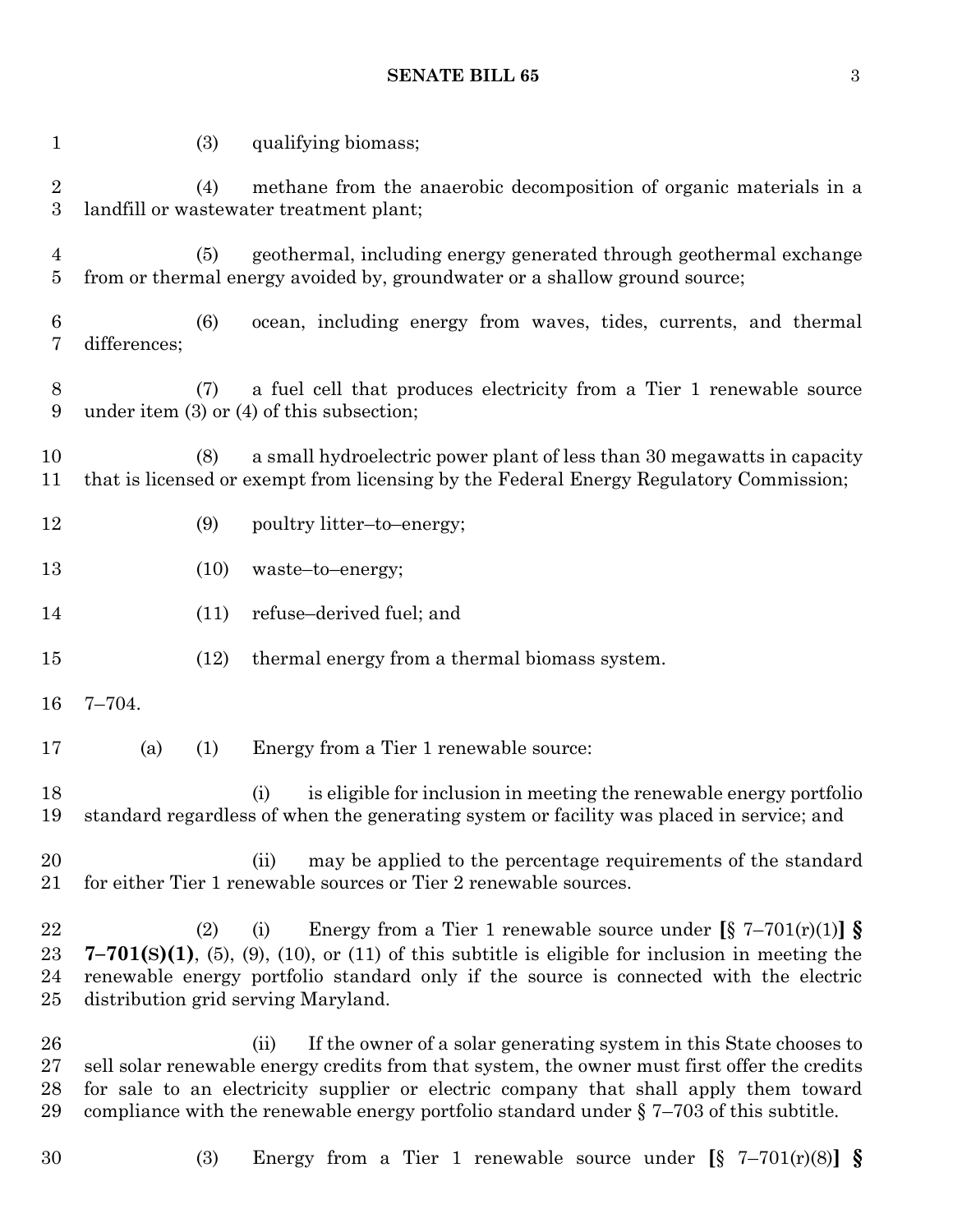(3) qualifying biomass;

(4) methane from the anaerobic decomposition of organic materials in a landfill or wastewater treatment plant;

(5) geothermal, including energy generated through geothermal exchange from or thermal energy avoided by, groundwater or a shallow ground source;

(6) ocean, including energy from waves, tides, currents, and thermal differences;

(7) a fuel cell that produces electricity from a Tier 1 renewable source under item (3) or (4) of this subsection;

(8) a small hydroelectric power plant of less than 30 megawatts in capacity that is licensed or exempt from licensing by the Federal Energy Regulatory Commission;

(9) poultry litter–to–energy;

(10) waste–to–energy;

(11) refuse–derived fuel; and

(12) thermal energy from a thermal biomass system.

7–704.

(a) (1) Energy from a Tier 1 renewable source:

(i) is eligible for inclusion in meeting the renewable energy portfolio standard regardless of when the generating system or facility was placed in service; and

(ii) may be applied to the percentage requirements of the standard for either Tier 1 renewable sources or Tier 2 renewable sources.

(2) (i) Energy from a Tier 1 renewable source under **[**§ 7–701(r)(1)**]** **§ 7–701(S)(1)**, (5), (9), (10), or (11) of this subtitle is eligible for inclusion in meeting the renewable energy portfolio standard only if the source is connected with the electric distribution grid serving Maryland.

(ii) If the owner of a solar generating system in this State chooses to sell solar renewable energy credits from that system, the owner must first offer the credits for sale to an electricity supplier or electric company that shall apply them toward compliance with the renewable energy portfolio standard under § 7–703 of this subtitle.

(3) Energy from a Tier 1 renewable source under **[**§ 7–701(r)(8)**]** **§**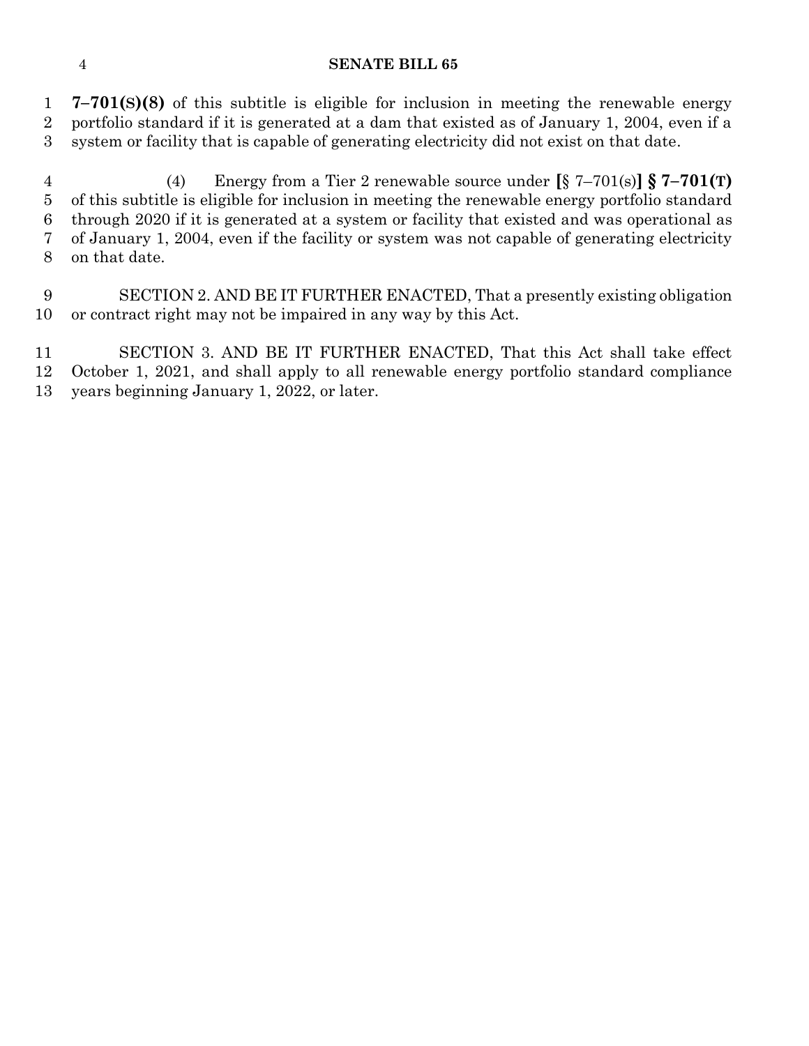**7–701(S)(8)** of this subtitle is eligible for inclusion in meeting the renewable energy portfolio standard if it is generated at a dam that existed as of January 1, 2004, even if a system or facility that is capable of generating electricity did not exist on that date.

(4) Energy from a Tier 2 renewable source under **[**§ 7–701(s)**]** **§ 7–701(T)** of this subtitle is eligible for inclusion in meeting the renewable energy portfolio standard through 2020 if it is generated at a system or facility that existed and was operational as of January 1, 2004, even if the facility or system was not capable of generating electricity on that date.

SECTION 2. AND BE IT FURTHER ENACTED, That a presently existing obligation or contract right may not be impaired in any way by this Act.

SECTION 3. AND BE IT FURTHER ENACTED, That this Act shall take effect October 1, 2021, and shall apply to all renewable energy portfolio standard compliance years beginning January 1, 2022, or later.